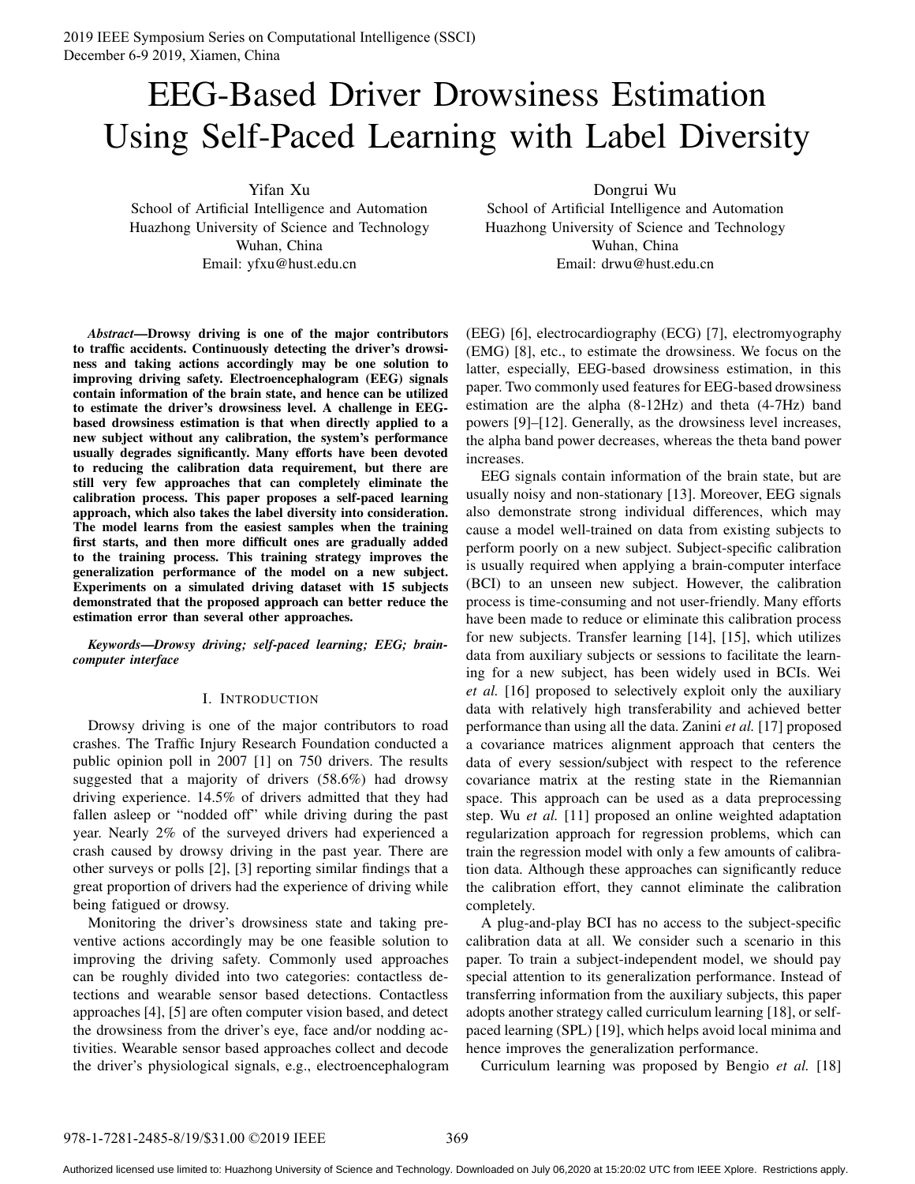# EEG-Based Driver Drowsiness Estimation Using Self-Paced Learning with Label Diversity

Yifan Xu
School of Artificial Intelligence and Automation
Huazhong University of Science and Technology
Wuhan, China
Email: yfxu@hust.edu.cn

Dongrui Wu
School of Artificial Intelligence and Automation
Huazhong University of Science and Technology
Wuhan, China
Email: drwu@hust.edu.cn

***Abstract*—Drowsy driving is one of the major contributors to traffic accidents. Continuously detecting the driver's drowsiness and taking actions accordingly may be one solution to improving driving safety. Electroencephalogram (EEG) signals contain information of the brain state, and hence can be utilized to estimate the driver's drowsiness level. A challenge in EEG-based drowsiness estimation is that when directly applied to a new subject without any calibration, the system's performance usually degrades significantly. Many efforts have been devoted to reducing the calibration data requirement, but there are still very few approaches that can completely eliminate the calibration process. This paper proposes a self-paced learning approach, which also takes the label diversity into consideration. The model learns from the easiest samples when the training first starts, and then more difficult ones are gradually added to the training process. This training strategy improves the generalization performance of the model on a new subject. Experiments on a simulated driving dataset with 15 subjects demonstrated that the proposed approach can better reduce the estimation error than several other approaches.**

***Keywords*—Drowsy driving; self-paced learning; EEG; brain-computer interface**

## I. Introduction

Drowsy driving is one of the major contributors to road crashes. The Traffic Injury Research Foundation conducted a public opinion poll in 2007 [1] on 750 drivers. The results suggested that a majority of drivers (58.6%) had drowsy driving experience. 14.5% of drivers admitted that they had fallen asleep or "nodded off" while driving during the past year. Nearly 2% of the surveyed drivers had experienced a crash caused by drowsy driving in the past year. There are other surveys or polls [2], [3] reporting similar findings that a great proportion of drivers had the experience of driving while being fatigued or drowsy.

Monitoring the driver's drowsiness state and taking preventive actions accordingly may be one feasible solution to improving the driving safety. Commonly used approaches can be roughly divided into two categories: contactless detections and wearable sensor based detections. Contactless approaches [4], [5] are often computer vision based, and detect the drowsiness from the driver's eye, face and/or nodding activities. Wearable sensor based approaches collect and decode the driver's physiological signals, e.g., electroencephalogram (EEG) [6], electrocardiography (ECG) [7], electromyography (EMG) [8], etc., to estimate the drowsiness. We focus on the latter, especially, EEG-based drowsiness estimation, in this paper. Two commonly used features for EEG-based drowsiness estimation are the alpha (8-12Hz) and theta (4-7Hz) band powers [9]–[12]. Generally, as the drowsiness level increases, the alpha band power decreases, whereas the theta band power increases.

EEG signals contain information of the brain state, but are usually noisy and non-stationary [13]. Moreover, EEG signals also demonstrate strong individual differences, which may cause a model well-trained on data from existing subjects to perform poorly on a new subject. Subject-specific calibration is usually required when applying a brain-computer interface (BCI) to an unseen new subject. However, the calibration process is time-consuming and not user-friendly. Many efforts have been made to reduce or eliminate this calibration process for new subjects. Transfer learning [14], [15], which utilizes data from auxiliary subjects or sessions to facilitate the learning for a new subject, has been widely used in BCIs. Wei *et al.* [16] proposed to selectively exploit only the auxiliary data with relatively high transferability and achieved better performance than using all the data. Zanini *et al.* [17] proposed a covariance matrices alignment approach that centers the data of every session/subject with respect to the reference covariance matrix at the resting state in the Riemannian space. This approach can be used as a data preprocessing step. Wu *et al.* [11] proposed an online weighted adaptation regularization approach for regression problems, which can train the regression model with only a few amounts of calibration data. Although these approaches can significantly reduce the calibration effort, they cannot eliminate the calibration completely.

A plug-and-play BCI has no access to the subject-specific calibration data at all. We consider such a scenario in this paper. To train a subject-independent model, we should pay special attention to its generalization performance. Instead of transferring information from the auxiliary subjects, this paper adopts another strategy called curriculum learning [18], or self-paced learning (SPL) [19], which helps avoid local minima and hence improves the generalization performance.

Curriculum learning was proposed by Bengio *et al.* [18]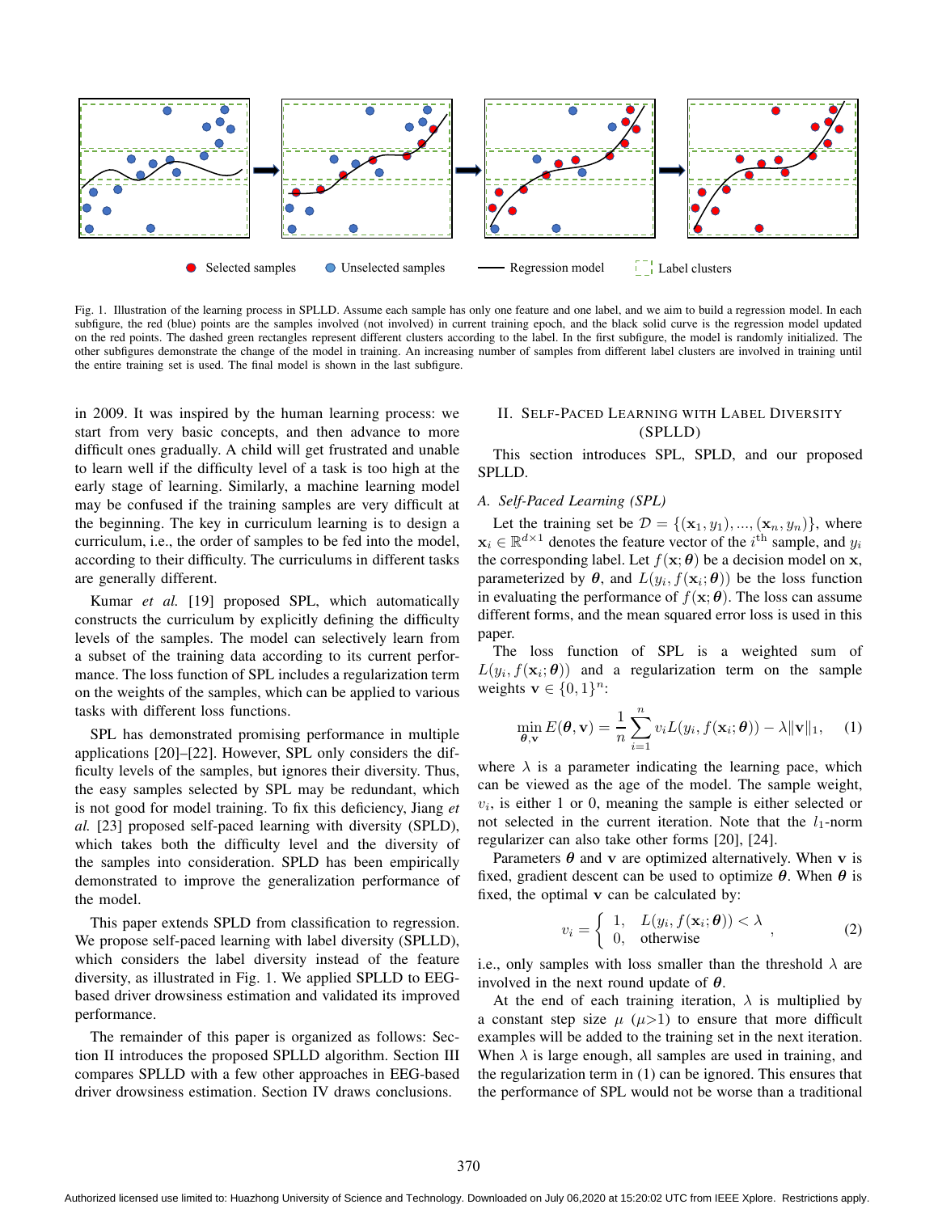Fig. 1. Illustration of the learning process in SPLLD. Assume each sample has only one feature and one label, and we aim to build a regression model. In each subfigure, the red (blue) points are the samples involved (not involved) in current training epoch, and the black solid curve is the regression model updated on the red points. The dashed green rectangles represent different clusters according to the label. In the first subfigure, the model is randomly initialized. The other subfigures demonstrate the change of the model in training. An increasing number of samples from different label clusters are involved in training until the entire training set is used. The final model is shown in the last subfigure.

in 2009. It was inspired by the human learning process: we start from very basic concepts, and then advance to more difficult ones gradually. A child will get frustrated and unable to learn well if the difficulty level of a task is too high at the early stage of learning. Similarly, a machine learning model may be confused if the training samples are very difficult at the beginning. The key in curriculum learning is to design a curriculum, i.e., the order of samples to be fed into the model, according to their difficulty. The curriculums in different tasks are generally different.

Kumar *et al.* [19] proposed SPL, which automatically constructs the curriculum by explicitly defining the difficulty levels of the samples. The model can selectively learn from a subset of the training data according to its current performance. The loss function of SPL includes a regularization term on the weights of the samples, which can be applied to various tasks with different loss functions.

SPL has demonstrated promising performance in multiple applications [20]–[22]. However, SPL only considers the difficulty levels of the samples, but ignores their diversity. Thus, the easy samples selected by SPL may be redundant, which is not good for model training. To fix this deficiency, Jiang *et al.* [23] proposed self-paced learning with diversity (SPLD), which takes both the difficulty level and the diversity of the samples into consideration. SPLD has been empirically demonstrated to improve the generalization performance of the model.

This paper extends SPLD from classification to regression. We propose self-paced learning with label diversity (SPLLD), which considers the label diversity instead of the feature diversity, as illustrated in Fig. 1. We applied SPLLD to EEG-based driver drowsiness estimation and validated its improved performance.

The remainder of this paper is organized as follows: Section II introduces the proposed SPLLD algorithm. Section III compares SPLLD with a few other approaches in EEG-based driver drowsiness estimation. Section IV draws conclusions.

## II. Self-Paced Learning with Label Diversity (SPLLD)

This section introduces SPL, SPLD, and our proposed SPLLD.

### A. Self-Paced Learning (SPL)

Let the training set be $\mathcal{D} = \{(\mathbf{x}_1, y_1), ..., (\mathbf{x}_n, y_n)\}$, where $\mathbf{x}_i \in \mathbb{R}^{d\times 1}$ denotes the feature vector of the $i^{\text{th}}$ sample, and $y_i$ the corresponding label. Let $f(\mathbf{x};\boldsymbol{\theta})$ be a decision model on $\mathbf{x}$, parameterized by $\boldsymbol{\theta}$, and $L(y_i, f(\mathbf{x}_i;\boldsymbol{\theta}))$ be the loss function in evaluating the performance of $f(\mathbf{x};\boldsymbol{\theta})$. The loss can assume different forms, and the mean squared error loss is used in this paper.

The loss function of SPL is a weighted sum of $L(y_i, f(\mathbf{x}_i;\boldsymbol{\theta}))$ and a regularization term on the sample weights $\mathbf{v} \in \{0,1\}^n$:

$$\min_{\boldsymbol{\theta},\mathbf{v}} E(\boldsymbol{\theta},\mathbf{v}) = \frac{1}{n}\sum_{i=1}^{n} v_i L(y_i, f(\mathbf{x}_i;\boldsymbol{\theta})) - \lambda\|\mathbf{v}\|_1, \quad (1)$$

where $\lambda$ is a parameter indicating the learning pace, which can be viewed as the age of the model. The sample weight, $v_i$, is either 1 or 0, meaning the sample is either selected or not selected in the current iteration. Note that the $l_1$-norm regularizer can also take other forms [20], [24].

Parameters $\boldsymbol{\theta}$ and $\mathbf{v}$ are optimized alternatively. When $\mathbf{v}$ is fixed, gradient descent can be used to optimize $\boldsymbol{\theta}$. When $\boldsymbol{\theta}$ is fixed, the optimal $\mathbf{v}$ can be calculated by:

$$v_i = \begin{cases} 1, & L(y_i, f(\mathbf{x}_i;\boldsymbol{\theta})) < \lambda \\ 0, & \text{otherwise} \end{cases}, \quad (2)$$

i.e., only samples with loss smaller than the threshold $\lambda$ are involved in the next round update of $\boldsymbol{\theta}$.

At the end of each training iteration, $\lambda$ is multiplied by a constant step size $\mu$ ($\mu$>1) to ensure that more difficult examples will be added to the training set in the next iteration. When $\lambda$ is large enough, all samples are used in training, and the regularization term in (1) can be ignored. This ensures that the performance of SPL would not be worse than a traditional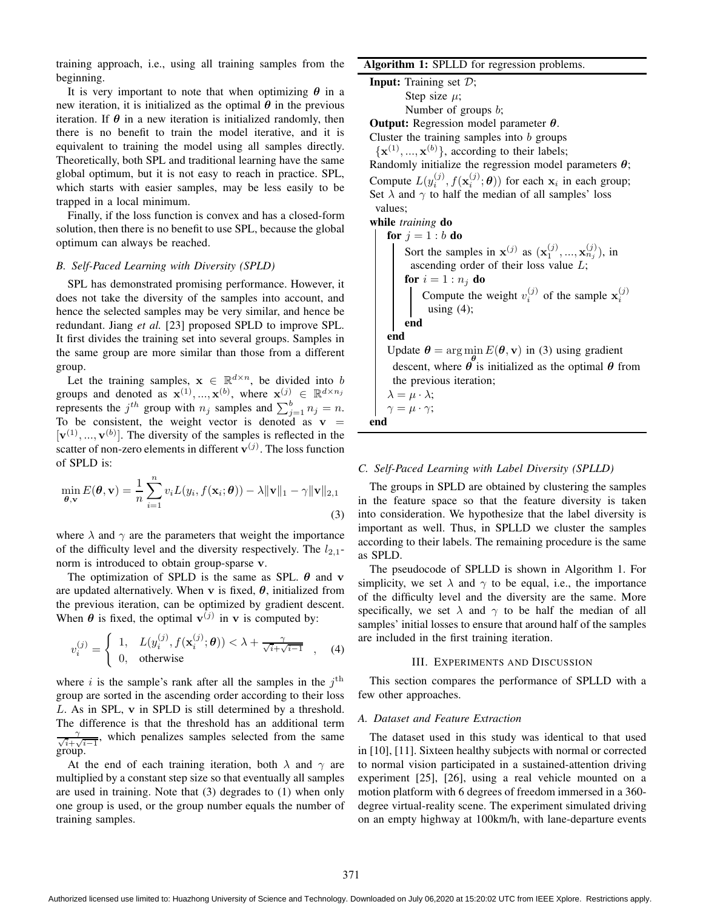training approach, i.e., using all training samples from the beginning.

It is very important to note that when optimizing $\boldsymbol{\theta}$ in a new iteration, it is initialized as the optimal $\boldsymbol{\theta}$ in the previous iteration. If $\boldsymbol{\theta}$ in a new iteration is initialized randomly, then there is no benefit to train the model iterative, and it is equivalent to training the model using all samples directly. Theoretically, both SPL and traditional learning have the same global optimum, but it is not easy to reach in practice. SPL, which starts with easier samples, may be less easily to be trapped in a local minimum.

Finally, if the loss function is convex and has a closed-form solution, then there is no benefit to use SPL, because the global optimum can always be reached.

### *B. Self-Paced Learning with Diversity (SPLD)*

SPL has demonstrated promising performance. However, it does not take the diversity of the samples into account, and hence the selected samples may be very similar, and hence be redundant. Jiang *et al.* [23] proposed SPLD to improve SPL. It first divides the training set into several groups. Samples in the same group are more similar than those from a different group.

Let the training samples, $\mathbf{x} \in \mathbb{R}^{d \times n}$, be divided into $b$ groups and denoted as $\mathbf{x}^{(1)}, ..., \mathbf{x}^{(b)}$, where $\mathbf{x}^{(j)} \in \mathbb{R}^{d \times n_j}$ represents the $j^{th}$ group with $n_j$ samples and $\sum_{j=1}^{b} n_j = n$. To be consistent, the weight vector is denoted as $\mathbf{v} = [\mathbf{v}^{(1)}, ..., \mathbf{v}^{(b)}]$. The diversity of the samples is reflected in the scatter of non-zero elements in different $\mathbf{v}^{(j)}$. The loss function of SPLD is:

$$\min_{\boldsymbol{\theta}, \mathbf{v}} E(\boldsymbol{\theta}, \mathbf{v}) = \frac{1}{n} \sum_{i=1}^{n} v_i L(y_i, f(\mathbf{x}_i; \boldsymbol{\theta})) - \lambda \|\mathbf{v}\|_1 - \gamma \|\mathbf{v}\|_{2,1} \tag{3}$$

where $\lambda$ and $\gamma$ are the parameters that weight the importance of the difficulty level and the diversity respectively. The $l_{2,1}$-norm is introduced to obtain group-sparse $\mathbf{v}$.

The optimization of SPLD is the same as SPL. $\boldsymbol{\theta}$ and $\mathbf{v}$ are updated alternatively. When $\mathbf{v}$ is fixed, $\boldsymbol{\theta}$, initialized from the previous iteration, can be optimized by gradient descent. When $\boldsymbol{\theta}$ is fixed, the optimal $\mathbf{v}^{(j)}$ in $\mathbf{v}$ is computed by:

$$v_i^{(j)} = \begin{cases} 1, & L(y_i^{(j)}, f(\mathbf{x}_i^{(j)}; \boldsymbol{\theta})) < \lambda + \frac{\gamma}{\sqrt{i} + \sqrt{i-1}} \\ 0, & \text{otherwise} \end{cases}, \tag{4}$$

where $i$ is the sample's rank after all the samples in the $j^{\text{th}}$ group are sorted in the ascending order according to their loss $L$. As in SPL, $\mathbf{v}$ in SPLD is still determined by a threshold. The difference is that the threshold has an additional term $\frac{\gamma}{\sqrt{i}+\sqrt{i-1}}$, which penalizes samples selected from the same group.

At the end of each training iteration, both $\lambda$ and $\gamma$ are multiplied by a constant step size so that eventually all samples are used in training. Note that (3) degrades to (1) when only one group is used, or the group number equals the number of training samples.

**Algorithm 1:** SPLLD for regression problems.

```
Input: Training set D;
       Step size μ;
       Number of groups b;
Output: Regression model parameter θ.
Cluster the training samples into b groups
  {x^(1), ..., x^(b)}, according to their labels;
Randomly initialize the regression model parameters θ;
Compute L(y_i^(j), f(x_i^(j); θ)) for each x_i in each group;
Set λ and γ to half the median of all samples' loss
  values;
while training do
    for j = 1 : b do
        Sort the samples in x^(j) as (x_1^(j), ..., x_{n_j}^(j)), in
          ascending order of their loss value L;
        for i = 1 : n_j do
            Compute the weight v_i^(j) of the sample x_i^(j)
              using (4);
        end
    end
    Update θ = arg min_θ E(θ, v) in (3) using gradient
      descent, where θ is initialized as the optimal θ from
      the previous iteration;
    λ = μ · λ;
    γ = μ · γ;
end
```

### *C. Self-Paced Learning with Label Diversity (SPLLD)*

The groups in SPLD are obtained by clustering the samples in the feature space so that the feature diversity is taken into consideration. We hypothesize that the label diversity is important as well. Thus, in SPLLD we cluster the samples according to their labels. The remaining procedure is the same as SPLD.

The pseudocode of SPLLD is shown in Algorithm 1. For simplicity, we set $\lambda$ and $\gamma$ to be equal, i.e., the importance of the difficulty level and the diversity are the same. More specifically, we set $\lambda$ and $\gamma$ to be half the median of all samples' initial losses to ensure that around half of the samples are included in the first training iteration.

## III. Experiments and Discussion

This section compares the performance of SPLLD with a few other approaches.

### *A. Dataset and Feature Extraction*

The dataset used in this study was identical to that used in [10], [11]. Sixteen healthy subjects with normal or corrected to normal vision participated in a sustained-attention driving experiment [25], [26], using a real vehicle mounted on a motion platform with 6 degrees of freedom immersed in a 360-degree virtual-reality scene. The experiment simulated driving on an empty highway at 100km/h, with lane-departure events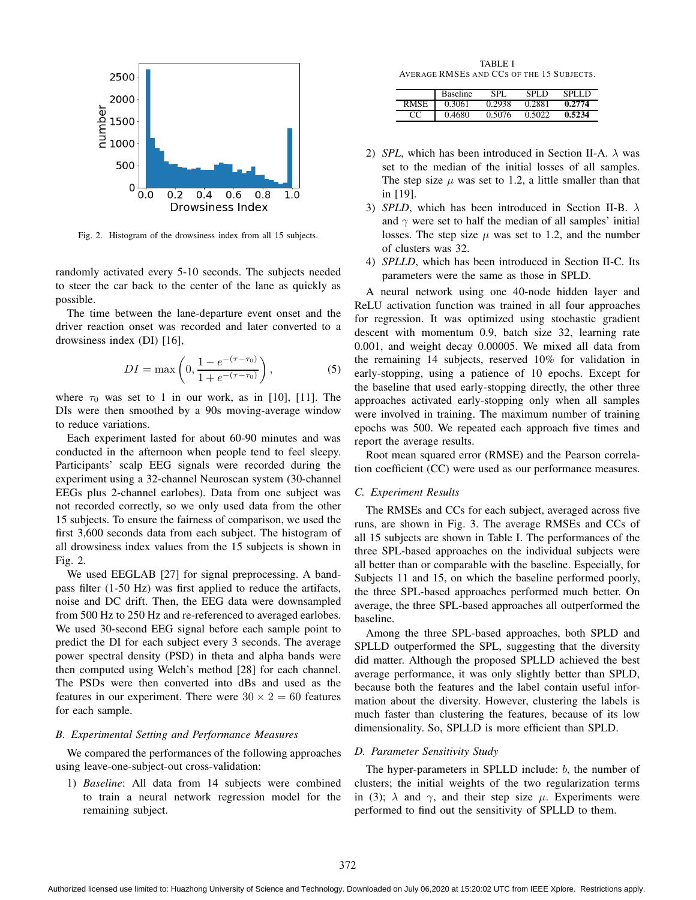Fig. 2. Histogram of the drowsiness index from all 15 subjects.

randomly activated every 5-10 seconds. The subjects needed to steer the car back to the center of the lane as quickly as possible.

The time between the lane-departure event onset and the driver reaction onset was recorded and later converted to a drowsiness index (DI) [16],

$$DI = \max\left(0, \frac{1 - e^{-(\tau - \tau_0)}}{1 + e^{-(\tau - \tau_0)}}\right), \tag{5}$$

where $\tau_0$ was set to 1 in our work, as in [10], [11]. The DIs were then smoothed by a 90s moving-average window to reduce variations.

Each experiment lasted for about 60-90 minutes and was conducted in the afternoon when people tend to feel sleepy. Participants' scalp EEG signals were recorded during the experiment using a 32-channel Neuroscan system (30-channel EEGs plus 2-channel earlobes). Data from one subject was not recorded correctly, so we only used data from the other 15 subjects. To ensure the fairness of comparison, we used the first 3,600 seconds data from each subject. The histogram of all drowsiness index values from the 15 subjects is shown in Fig. 2.

We used EEGLAB [27] for signal preprocessing. A band-pass filter (1-50 Hz) was first applied to reduce the artifacts, noise and DC drift. Then, the EEG data were downsampled from 500 Hz to 250 Hz and re-referenced to averaged earlobes. We used 30-second EEG signal before each sample point to predict the DI for each subject every 3 seconds. The average power spectral density (PSD) in theta and alpha bands were then computed using Welch's method [28] for each channel. The PSDs were then converted into dBs and used as the features in our experiment. There were $30 \times 2 = 60$ features for each sample.

### *B. Experimental Setting and Performance Measures*

We compared the performances of the following approaches using leave-one-subject-out cross-validation:

1) *Baseline*: All data from 14 subjects were combined to train a neural network regression model for the remaining subject.
2) *SPL*, which has been introduced in Section II-A. $\lambda$ was set to the median of the initial losses of all samples. The step size $\mu$ was set to 1.2, a little smaller than that in [19].
3) *SPLD*, which has been introduced in Section II-B. $\lambda$ and $\gamma$ were set to half the median of all samples' initial losses. The step size $\mu$ was set to 1.2, and the number of clusters was 32.
4) *SPLLD*, which has been introduced in Section II-C. Its parameters were the same as those in SPLD.

A neural network using one 40-node hidden layer and ReLU activation function was trained in all four approaches for regression. It was optimized using stochastic gradient descent with momentum 0.9, batch size 32, learning rate 0.001, and weight decay 0.00005. We mixed all data from the remaining 14 subjects, reserved 10% for validation in early-stopping, using a patience of 10 epochs. Except for the baseline that used early-stopping directly, the other three approaches activated early-stopping only when all samples were involved in training. The maximum number of training epochs was 500. We repeated each approach five times and report the average results.

Root mean squared error (RMSE) and the Pearson correlation coefficient (CC) were used as our performance measures.

### *C. Experiment Results*

TABLE I
AVERAGE RMSEs AND CCs OF THE 15 SUBJECTS.

| | Baseline | SPL | SPLD | SPLLD |
|---|---|---|---|---|
| RMSE | 0.3061 | 0.2938 | 0.2881 | **0.2774** |
| CC | 0.4680 | 0.5076 | 0.5022 | **0.5234** |

The RMSEs and CCs for each subject, averaged across five runs, are shown in Fig. 3. The average RMSEs and CCs of all 15 subjects are shown in Table I. The performances of the three SPL-based approaches on the individual subjects were all better than or comparable with the baseline. Especially, for Subjects 11 and 15, on which the baseline performed poorly, the three SPL-based approaches performed much better. On average, the three SPL-based approaches all outperformed the baseline.

Among the three SPL-based approaches, both SPLD and SPLLD outperformed the SPL, suggesting that the diversity did matter. Although the proposed SPLLD achieved the best average performance, it was only slightly better than SPLD, because both the features and the label contain useful information about the diversity. However, clustering the labels is much faster than clustering the features, because of its low dimensionality. So, SPLLD is more efficient than SPLD.

### *D. Parameter Sensitivity Study*

The hyper-parameters in SPLLD include: $b$, the number of clusters; the initial weights of the two regularization terms in (3); $\lambda$ and $\gamma$, and their step size $\mu$. Experiments were performed to find out the sensitivity of SPLLD to them.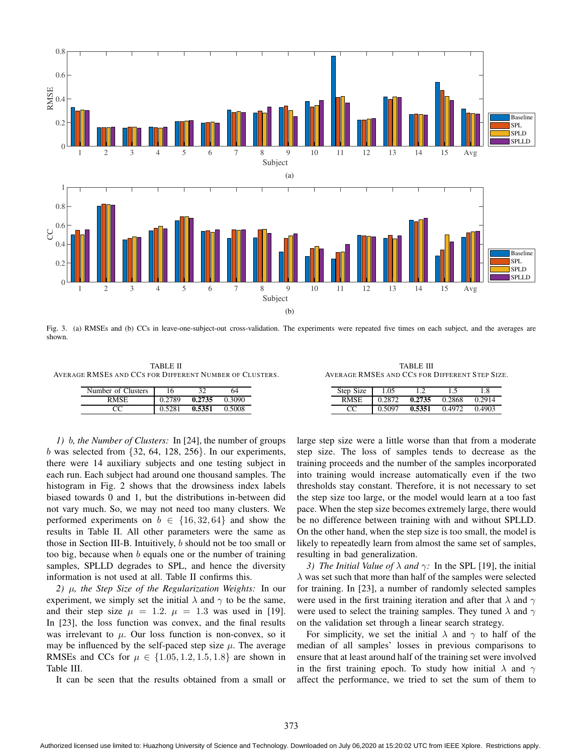Fig. 3. (a) RMSEs and (b) CCs in leave-one-subject-out cross-validation. The experiments were repeated five times on each subject, and the averages are shown.

TABLE II
AVERAGE RMSES AND CCS FOR DIFFERENT NUMBER OF CLUSTERS.

| Number of Clusters | 16 | 32 | 64 |
|---|---|---|---|
| RMSE | 0.2789 | **0.2735** | 0.3090 |
| CC | 0.5281 | **0.5351** | 0.5008 |

TABLE III
AVERAGE RMSES AND CCS FOR DIFFERENT STEP SIZE.

| Step Size | 1.05 | 1.2 | 1.5 | 1.8 |
|---|---|---|---|---|
| RMSE | 0.2872 | **0.2735** | 0.2868 | 0.2914 |
| CC | 0.5097 | **0.5351** | 0.4972 | 0.4903 |

*1) $b$, the Number of Clusters:* In [24], the number of groups $b$ was selected from $\{32, 64, 128, 256\}$. In our experiments, there were 14 auxiliary subjects and one testing subject in each run. Each subject had around one thousand samples. The histogram in Fig. 2 shows that the drowsiness index labels biased towards 0 and 1, but the distributions in-between did not vary much. So, we may not need too many clusters. We performed experiments on $b \in \{16, 32, 64\}$ and show the results in Table II. All other parameters were the same as those in Section III-B. Intuitively, $b$ should not be too small or too big, because when $b$ equals one or the number of training samples, SPLLD degrades to SPL, and hence the diversity information is not used at all. Table II confirms this.

*2) $\mu$, the Step Size of the Regularization Weights:* In our experiment, we simply set the initial $\lambda$ and $\gamma$ to be the same, and their step size $\mu = 1.2$. $\mu = 1.3$ was used in [19]. In [23], the loss function was convex, and the final results was irrelevant to $\mu$. Our loss function is non-convex, so it may be influenced by the self-paced step size $\mu$. The average RMSEs and CCs for $\mu \in \{1.05, 1.2, 1.5, 1.8\}$ are shown in Table III.

It can be seen that the results obtained from a small or large step size were a little worse than that from a moderate step size. The loss of samples tends to decrease as the training proceeds and the number of the samples incorporated into training would increase automatically even if the two thresholds stay constant. Therefore, it is not necessary to set the step size too large, or the model would learn at a too fast pace. When the step size becomes extremely large, there would be no difference between training with and without SPLLD. On the other hand, when the step size is too small, the model is likely to repeatedly learn from almost the same set of samples, resulting in bad generalization.

*3) The Initial Value of $\lambda$ and $\gamma$:* In the SPL [19], the initial $\lambda$ was set such that more than half of the samples were selected for training. In [23], a number of randomly selected samples were used in the first training iteration and after that $\lambda$ and $\gamma$ were used to select the training samples. They tuned $\lambda$ and $\gamma$ on the validation set through a linear search strategy.

For simplicity, we set the initial $\lambda$ and $\gamma$ to half of the median of all samples' losses in previous comparisons to ensure that at least around half of the training set were involved in the first training epoch. To study how initial $\lambda$ and $\gamma$ affect the performance, we tried to set the sum of them to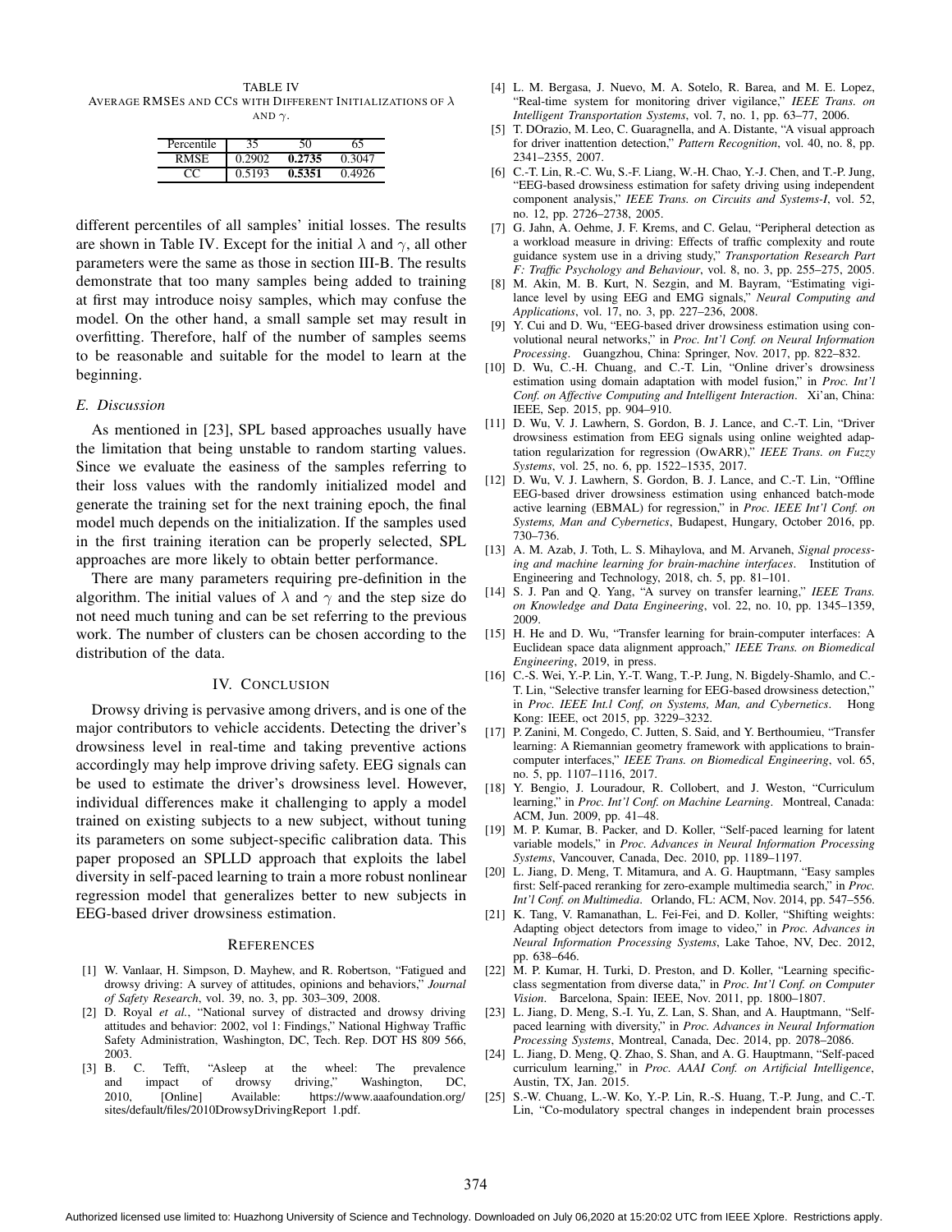TABLE IV
AVERAGE RMSES AND CCS WITH DIFFERENT INITIALIZATIONS OF $\lambda$ AND $\gamma$.

| Percentile | 35 | 50 | 65 |
|---|---|---|---|
| RMSE | 0.2902 | **0.2735** | 0.3047 |
| CC | 0.5193 | **0.5351** | 0.4926 |

different percentiles of all samples' initial losses. The results are shown in Table IV. Except for the initial $\lambda$ and $\gamma$, all other parameters were the same as those in section III-B. The results demonstrate that too many samples being added to training at first may introduce noisy samples, which may confuse the model. On the other hand, a small sample set may result in overfitting. Therefore, half of the number of samples seems to be reasonable and suitable for the model to learn at the beginning.

### *E. Discussion*

As mentioned in [23], SPL based approaches usually have the limitation that being unstable to random starting values. Since we evaluate the easiness of the samples referring to their loss values with the randomly initialized model and generate the training set for the next training epoch, the final model much depends on the initialization. If the samples used in the first training iteration can be properly selected, SPL approaches are more likely to obtain better performance.

There are many parameters requiring pre-definition in the algorithm. The initial values of $\lambda$ and $\gamma$ and the step size do not need much tuning and can be set referring to the previous work. The number of clusters can be chosen according to the distribution of the data.

## IV. CONCLUSION

Drowsy driving is pervasive among drivers, and is one of the major contributors to vehicle accidents. Detecting the driver's drowsiness level in real-time and taking preventive actions accordingly may help improve driving safety. EEG signals can be used to estimate the driver's drowsiness level. However, individual differences make it challenging to apply a model trained on existing subjects to a new subject, without tuning its parameters on some subject-specific calibration data. This paper proposed an SPLLD approach that exploits the label diversity in self-paced learning to train a more robust nonlinear regression model that generalizes better to new subjects in EEG-based driver drowsiness estimation.

## REFERENCES

[1] W. Vanlaar, H. Simpson, D. Mayhew, and R. Robertson, "Fatigued and drowsy driving: A survey of attitudes, opinions and behaviors," *Journal of Safety Research*, vol. 39, no. 3, pp. 303–309, 2008.

[2] D. Royal *et al.*, "National survey of distracted and drowsy driving attitudes and behavior: 2002, vol 1: Findings," National Highway Traffic Safety Administration, Washington, DC, Tech. Rep. DOT HS 809 566, 2003.

[3] B. C. Tefft, "Asleep at the wheel: The prevalence and impact of drowsy driving," Washington, DC, 2010, [Online] Available: https://www.aaafoundation.org/sites/default/files/2010DrowsyDrivingReport 1.pdf.

[4] L. M. Bergasa, J. Nuevo, M. A. Sotelo, R. Barea, and M. E. Lopez, "Real-time system for monitoring driver vigilance," *IEEE Trans. on Intelligent Transportation Systems*, vol. 7, no. 1, pp. 63–77, 2006.

[5] T. DOrazio, M. Leo, C. Guaragnella, and A. Distante, "A visual approach for driver inattention detection," *Pattern Recognition*, vol. 40, no. 8, pp. 2341–2355, 2007.

[6] C.-T. Lin, R.-C. Wu, S.-F. Liang, W.-H. Chao, Y.-J. Chen, and T.-P. Jung, "EEG-based drowsiness estimation for safety driving using independent component analysis," *IEEE Trans. on Circuits and Systems-I*, vol. 52, no. 12, pp. 2726–2738, 2005.

[7] G. Jahn, A. Oehme, J. F. Krems, and C. Gelau, "Peripheral detection as a workload measure in driving: Effects of traffic complexity and route guidance system use in a driving study," *Transportation Research Part F: Traffic Psychology and Behaviour*, vol. 8, no. 3, pp. 255–275, 2005.

[8] M. Akin, M. B. Kurt, N. Sezgin, and M. Bayram, "Estimating vigilance level by using EEG and EMG signals," *Neural Computing and Applications*, vol. 17, no. 3, pp. 227–236, 2008.

[9] Y. Cui and D. Wu, "EEG-based driver drowsiness estimation using convolutional neural networks," in *Proc. Int'l Conf. on Neural Information Processing*. Guangzhou, China: Springer, Nov. 2017, pp. 822–832.

[10] D. Wu, C.-H. Chuang, and C.-T. Lin, "Online driver's drowsiness estimation using domain adaptation with model fusion," in *Proc. Int'l Conf. on Affective Computing and Intelligent Interaction*. Xi'an, China: IEEE, Sep. 2015, pp. 904–910.

[11] D. Wu, V. J. Lawhern, S. Gordon, B. J. Lance, and C.-T. Lin, "Driver drowsiness estimation from EEG signals using online weighted adaptation regularization for regression (OwARR)," *IEEE Trans. on Fuzzy Systems*, vol. 25, no. 6, pp. 1522–1535, 2017.

[12] D. Wu, V. J. Lawhern, S. Gordon, B. J. Lance, and C.-T. Lin, "Offline EEG-based driver drowsiness estimation using enhanced batch-mode active learning (EBMAL) for regression," in *Proc. IEEE Int'l Conf. on Systems, Man and Cybernetics*, Budapest, Hungary, October 2016, pp. 730–736.

[13] A. M. Azab, J. Toth, L. S. Mihaylova, and M. Arvaneh, *Signal processing and machine learning for brain-machine interfaces*. Institution of Engineering and Technology, 2018, ch. 5, pp. 81–101.

[14] S. J. Pan and Q. Yang, "A survey on transfer learning," *IEEE Trans. on Knowledge and Data Engineering*, vol. 22, no. 10, pp. 1345–1359, 2009.

[15] H. He and D. Wu, "Transfer learning for brain-computer interfaces: A Euclidean space data alignment approach," *IEEE Trans. on Biomedical Engineering*, 2019, in press.

[16] C.-S. Wei, Y.-P. Lin, Y.-T. Wang, T.-P. Jung, N. Bigdely-Shamlo, and C.-T. Lin, "Selective transfer learning for EEG-based drowsiness detection," in *Proc. IEEE Int.l Conf, on Systems, Man, and Cybernetics*. Hong Kong: IEEE, oct 2015, pp. 3229–3232.

[17] P. Zanini, M. Congedo, C. Jutten, S. Said, and Y. Berthoumieu, "Transfer learning: A Riemannian geometry framework with applications to brain-computer interfaces," *IEEE Trans. on Biomedical Engineering*, vol. 65, no. 5, pp. 1107–1116, 2017.

[18] Y. Bengio, J. Louradour, R. Collobert, and J. Weston, "Curriculum learning," in *Proc. Int'l Conf. on Machine Learning*. Montreal, Canada: ACM, Jun. 2009, pp. 41–48.

[19] M. P. Kumar, B. Packer, and D. Koller, "Self-paced learning for latent variable models," in *Proc. Advances in Neural Information Processing Systems*, Vancouver, Canada, Dec. 2010, pp. 1189–1197.

[20] L. Jiang, D. Meng, T. Mitamura, and A. G. Hauptmann, "Easy samples first: Self-paced reranking for zero-example multimedia search," in *Proc. Int'l Conf. on Multimedia*. Orlando, FL: ACM, Nov. 2014, pp. 547–556.

[21] K. Tang, V. Ramanathan, L. Fei-Fei, and D. Koller, "Shifting weights: Adapting object detectors from image to video," in *Proc. Advances in Neural Information Processing Systems*, Lake Tahoe, NV, Dec. 2012, pp. 638–646.

[22] M. P. Kumar, H. Turki, D. Preston, and D. Koller, "Learning specific-class segmentation from diverse data," in *Proc. Int'l Conf. on Computer Vision*. Barcelona, Spain: IEEE, Nov. 2011, pp. 1800–1807.

[23] L. Jiang, D. Meng, S.-I. Yu, Z. Lan, S. Shan, and A. Hauptmann, "Self-paced learning with diversity," in *Proc. Advances in Neural Information Processing Systems*, Montreal, Canada, Dec. 2014, pp. 2078–2086.

[24] L. Jiang, D. Meng, Q. Zhao, S. Shan, and A. G. Hauptmann, "Self-paced curriculum learning," in *Proc. AAAI Conf. on Artificial Intelligence*, Austin, TX, Jan. 2015.

[25] S.-W. Chuang, L.-W. Ko, Y.-P. Lin, R.-S. Huang, T.-P. Jung, and C.-T. Lin, "Co-modulatory spectral changes in independent brain processes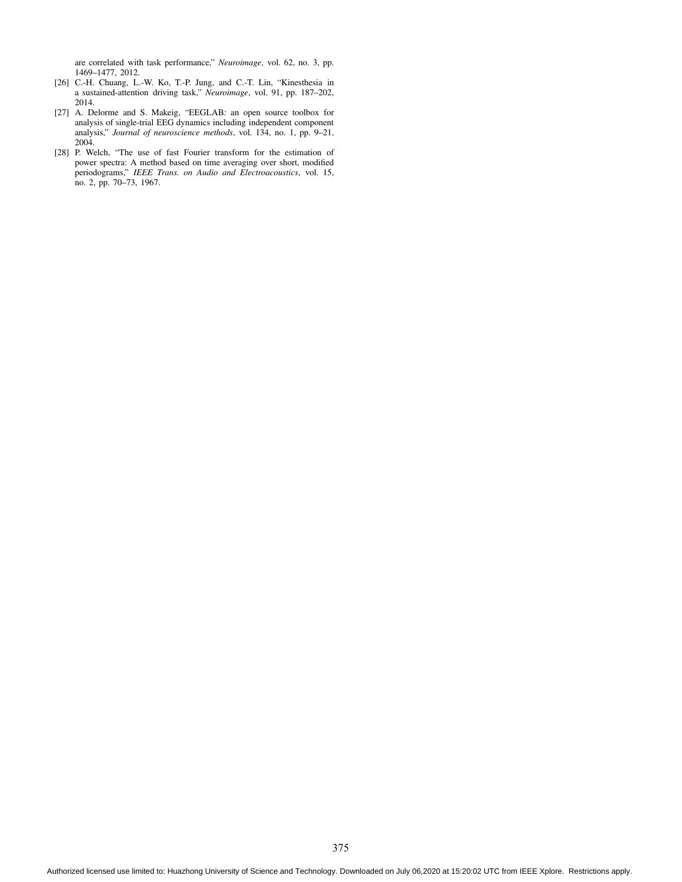are correlated with task performance," *Neuroimage*, vol. 62, no. 3, pp. 1469–1477, 2012.

[26] C.-H. Chuang, L.-W. Ko, T.-P. Jung, and C.-T. Lin, "Kinesthesia in a sustained-attention driving task," *Neuroimage*, vol. 91, pp. 187–202, 2014.

[27] A. Delorme and S. Makeig, "EEGLAB: an open source toolbox for analysis of single-trial EEG dynamics including independent component analysis," *Journal of neuroscience methods*, vol. 134, no. 1, pp. 9–21, 2004.

[28] P. Welch, "The use of fast Fourier transform for the estimation of power spectra: A method based on time averaging over short, modified periodograms," *IEEE Trans. on Audio and Electroacoustics*, vol. 15, no. 2, pp. 70–73, 1967.